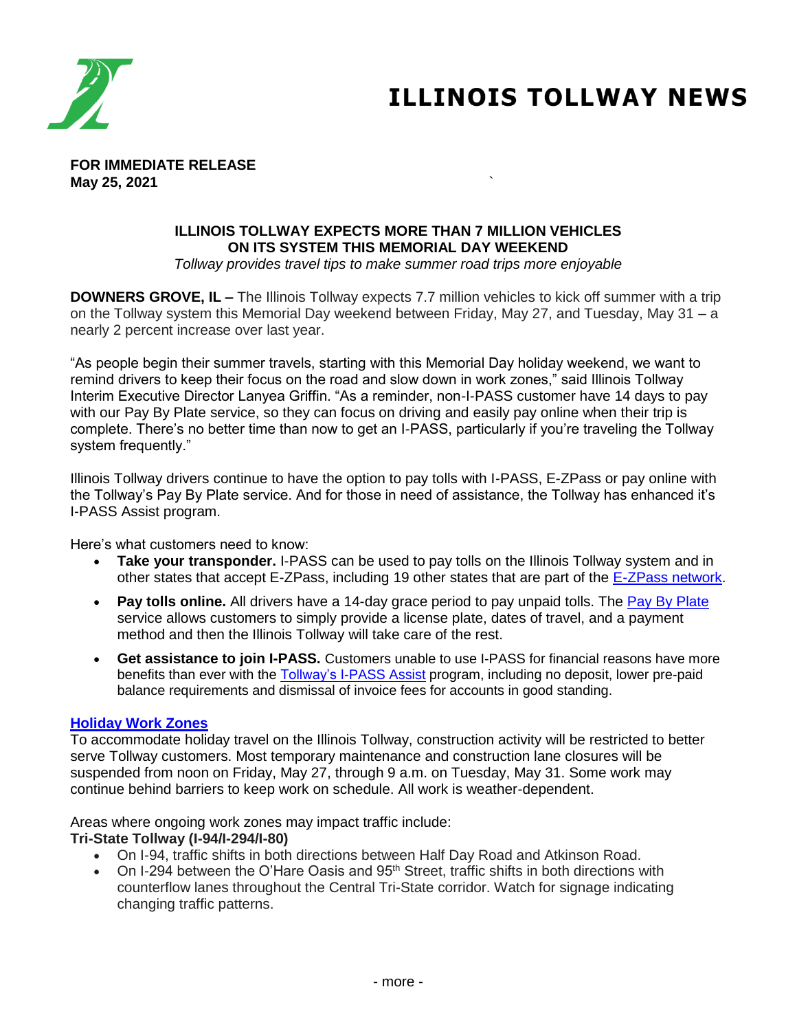# ILLINOIS TOLLWAY NEWS

**FOR IMMEDIATE RELEASE**
**May 25, 2021**

**ILLINOIS TOLLWAY EXPECTS MORE THAN 7 MILLION VEHICLES ON ITS SYSTEM THIS MEMORIAL DAY WEEKEND**

*Tollway provides travel tips to make summer road trips more enjoyable*

**DOWNERS GROVE, IL –** The Illinois Tollway expects 7.7 million vehicles to kick off summer with a trip on the Tollway system this Memorial Day weekend between Friday, May 27, and Tuesday, May 31 – a nearly 2 percent increase over last year.

"As people begin their summer travels, starting with this Memorial Day holiday weekend, we want to remind drivers to keep their focus on the road and slow down in work zones," said Illinois Tollway Interim Executive Director Lanyea Griffin. "As a reminder, non-I-PASS customer have 14 days to pay with our Pay By Plate service, so they can focus on driving and easily pay online when their trip is complete. There's no better time than now to get an I-PASS, particularly if you're traveling the Tollway system frequently."

Illinois Tollway drivers continue to have the option to pay tolls with I-PASS, E-ZPass or pay online with the Tollway's Pay By Plate service. And for those in need of assistance, the Tollway has enhanced it's I-PASS Assist program.

Here's what customers need to know:

- **Take your transponder.** I-PASS can be used to pay tolls on the Illinois Tollway system and in other states that accept E-ZPass, including 19 other states that are part of the E-ZPass network.
- **Pay tolls online.** All drivers have a 14-day grace period to pay unpaid tolls. The Pay By Plate service allows customers to simply provide a license plate, dates of travel, and a payment method and then the Illinois Tollway will take care of the rest.
- **Get assistance to join I-PASS.** Customers unable to use I-PASS for financial reasons have more benefits than ever with the Tollway's I-PASS Assist program, including no deposit, lower pre-paid balance requirements and dismissal of invoice fees for accounts in good standing.

## Holiday Work Zones

To accommodate holiday travel on the Illinois Tollway, construction activity will be restricted to better serve Tollway customers. Most temporary maintenance and construction lane closures will be suspended from noon on Friday, May 27, through 9 a.m. on Tuesday, May 31. Some work may continue behind barriers to keep work on schedule. All work is weather-dependent.

Areas where ongoing work zones may impact traffic include:

**Tri-State Tollway (I-94/I-294/I-80)**

- On I-94, traffic shifts in both directions between Half Day Road and Atkinson Road.
- On I-294 between the O'Hare Oasis and 95th Street, traffic shifts in both directions with counterflow lanes throughout the Central Tri-State corridor. Watch for signage indicating changing traffic patterns.

- more -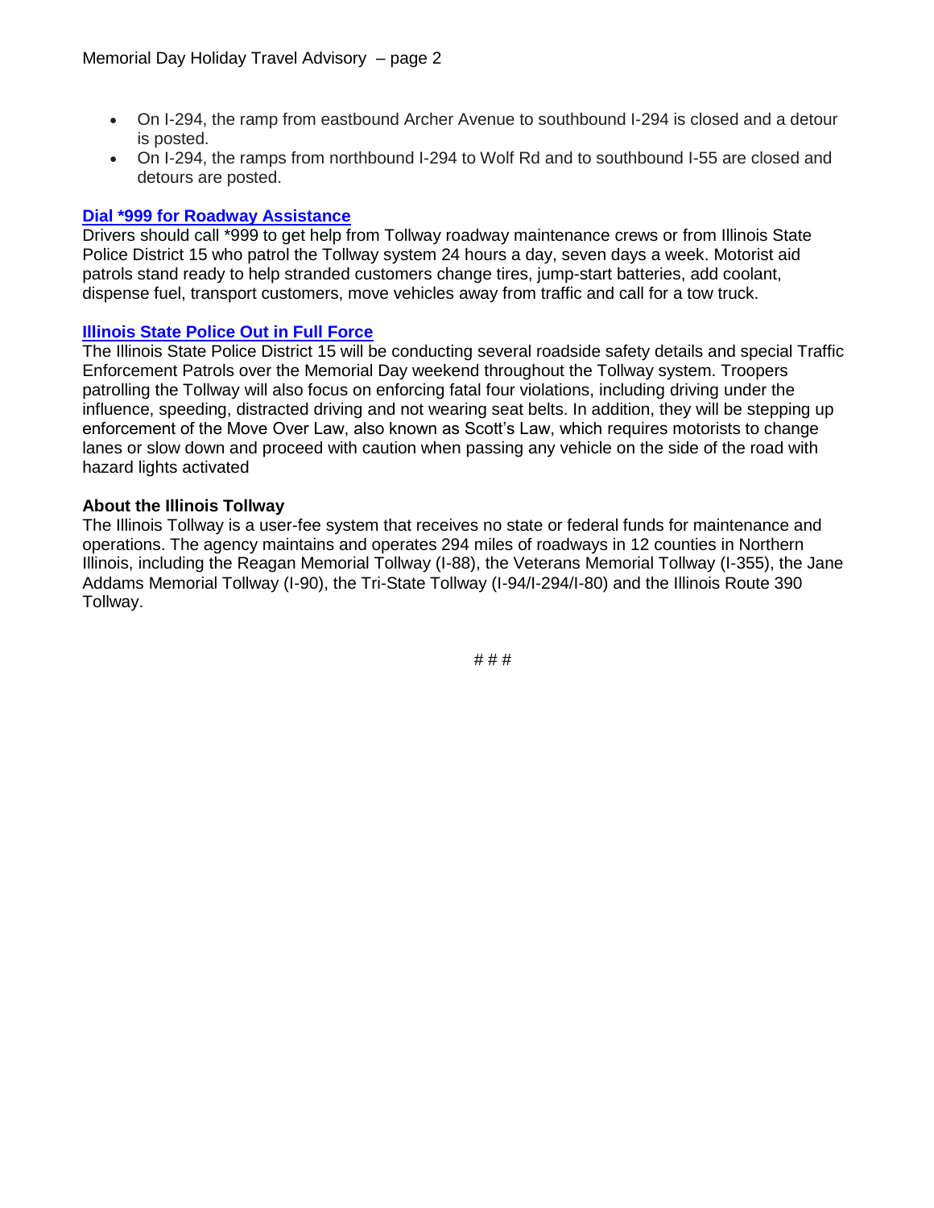- On I-294, the ramp from eastbound Archer Avenue to southbound I-294 is closed and a detour is posted.
- On I-294, the ramps from northbound I-294 to Wolf Rd and to southbound I-55 are closed and detours are posted.

**Dial *999 for Roadway Assistance**

Drivers should call *999 to get help from Tollway roadway maintenance crews or from Illinois State Police District 15 who patrol the Tollway system 24 hours a day, seven days a week. Motorist aid patrols stand ready to help stranded customers change tires, jump-start batteries, add coolant, dispense fuel, transport customers, move vehicles away from traffic and call for a tow truck.

**Illinois State Police Out in Full Force**

The Illinois State Police District 15 will be conducting several roadside safety details and special Traffic Enforcement Patrols over the Memorial Day weekend throughout the Tollway system. Troopers patrolling the Tollway will also focus on enforcing fatal four violations, including driving under the influence, speeding, distracted driving and not wearing seat belts. In addition, they will be stepping up enforcement of the Move Over Law, also known as Scott's Law, which requires motorists to change lanes or slow down and proceed with caution when passing any vehicle on the side of the road with hazard lights activated

**About the Illinois Tollway**

The Illinois Tollway is a user-fee system that receives no state or federal funds for maintenance and operations. The agency maintains and operates 294 miles of roadways in 12 counties in Northern Illinois, including the Reagan Memorial Tollway (I-88), the Veterans Memorial Tollway (I-355), the Jane Addams Memorial Tollway (I-90), the Tri-State Tollway (I-94/I-294/I-80) and the Illinois Route 390 Tollway.

# # #